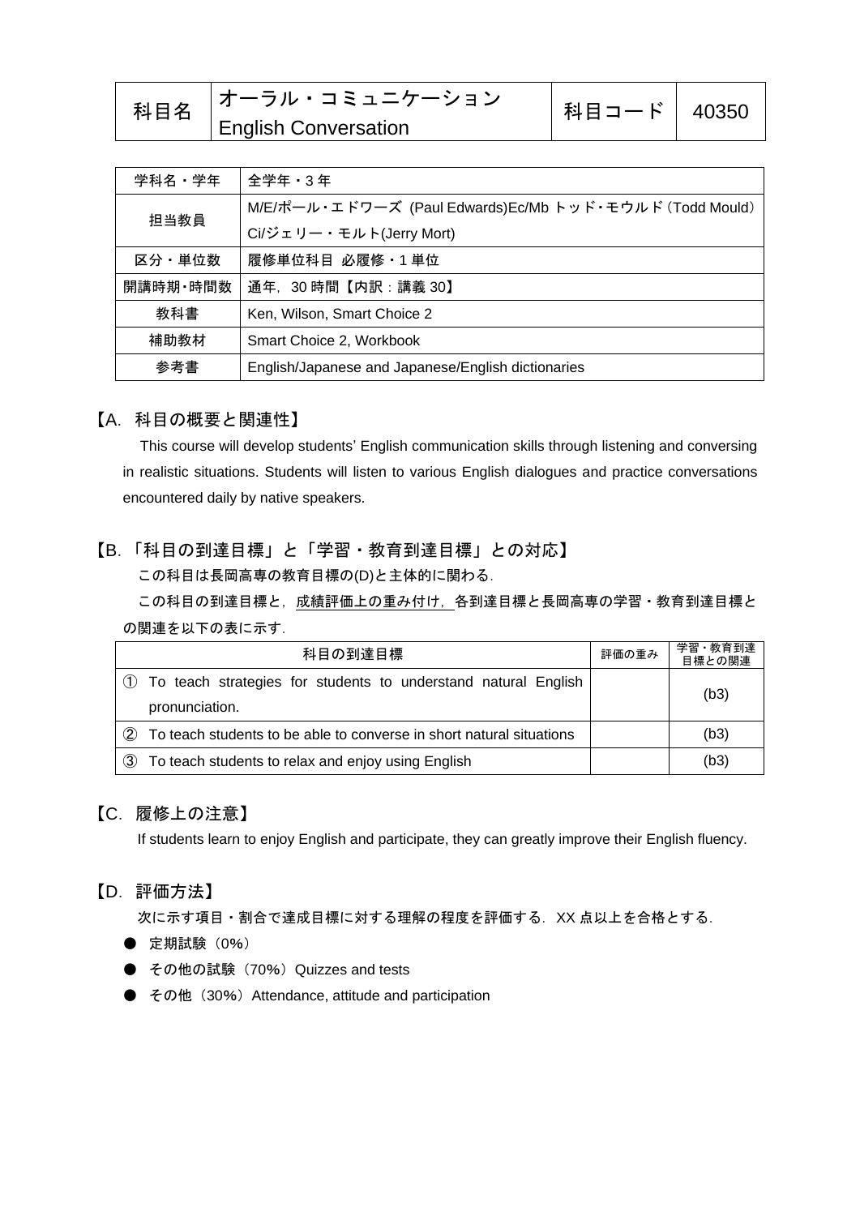| 科目名 | オーラル・コミュニケーション<br>English Conversation | 科目コード | 40350 |
|---|---|---|---|

| 学科名・学年 | 全学年・3 年 |
|---|---|
| 担当教員 | M/E/ポール・エドワーズ (Paul Edwards)Ec/Mb トッド・モウルド (Todd Mould)<br>Ci/ジェリー・モルト(Jerry Mort) |
| 区分・単位数 | 履修単位科目 必履修・1 単位 |
| 開講時期・時間数 | 通年，30 時間【内訳：講義 30】 |
| 教科書 | Ken, Wilson, Smart Choice 2 |
| 補助教材 | Smart Choice 2, Workbook |
| 参考書 | English/Japanese and Japanese/English dictionaries |

## 【A. 科目の概要と関連性】

This course will develop students' English communication skills through listening and conversing in realistic situations. Students will listen to various English dialogues and practice conversations encountered daily by native speakers.

## 【B. 「科目の到達目標」と「学習・教育到達目標」との対応】

この科目は長岡高専の教育目標の(D)と主体的に関わる．

この科目の到達目標と，成績評価上の重み付け，各到達目標と長岡高専の学習・教育到達目標との関連を以下の表に示す．

| 科目の到達目標 | 評価の重み | 学習・教育到達目標との関連 |
|---|---|---|
| ① To teach strategies for students to understand natural English pronunciation. | | (b3) |
| ② To teach students to be able to converse in short natural situations | | (b3) |
| ③ To teach students to relax and enjoy using English | | (b3) |

## 【C. 履修上の注意】

If students learn to enjoy English and participate, they can greatly improve their English fluency.

## 【D. 評価方法】

次に示す項目・割合で達成目標に対する理解の程度を評価する．XX 点以上を合格とする．

- 定期試験（0%）
- その他の試験（70%）Quizzes and tests
- その他（30%）Attendance, attitude and participation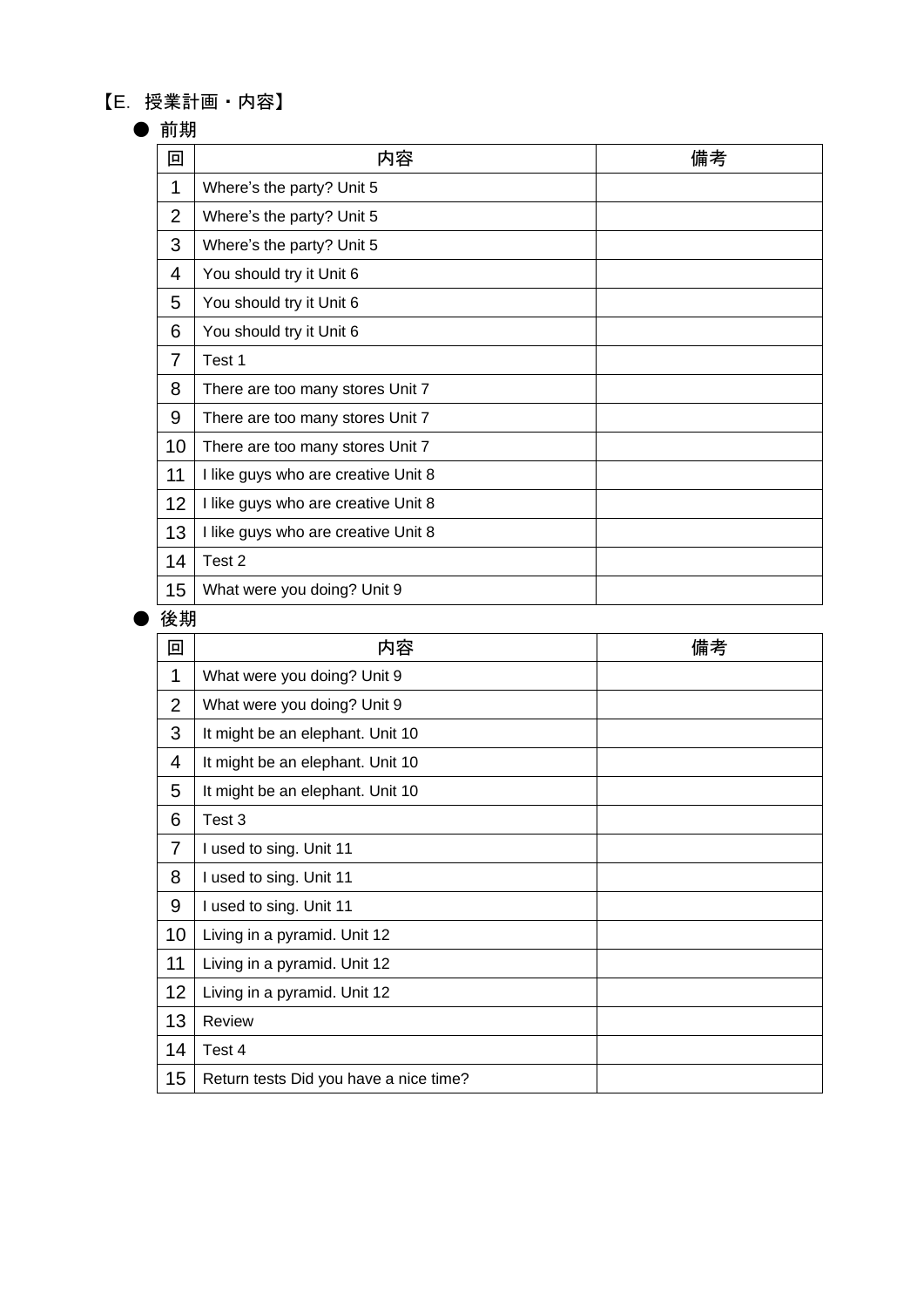【E. 授業計画・内容】

● 前期

| 回 | 内容 | 備考 |
|---|---|---|
| 1 | Where's the party? Unit 5 | |
| 2 | Where's the party? Unit 5 | |
| 3 | Where's the party? Unit 5 | |
| 4 | You should try it Unit 6 | |
| 5 | You should try it Unit 6 | |
| 6 | You should try it Unit 6 | |
| 7 | Test 1 | |
| 8 | There are too many stores Unit 7 | |
| 9 | There are too many stores Unit 7 | |
| 10 | There are too many stores Unit 7 | |
| 11 | I like guys who are creative Unit 8 | |
| 12 | I like guys who are creative Unit 8 | |
| 13 | I like guys who are creative Unit 8 | |
| 14 | Test 2 | |
| 15 | What were you doing? Unit 9 | |

● 後期

| 回 | 内容 | 備考 |
|---|---|---|
| 1 | What were you doing? Unit 9 | |
| 2 | What were you doing? Unit 9 | |
| 3 | It might be an elephant. Unit 10 | |
| 4 | It might be an elephant. Unit 10 | |
| 5 | It might be an elephant. Unit 10 | |
| 6 | Test 3 | |
| 7 | I used to sing. Unit 11 | |
| 8 | I used to sing. Unit 11 | |
| 9 | I used to sing. Unit 11 | |
| 10 | Living in a pyramid. Unit 12 | |
| 11 | Living in a pyramid. Unit 12 | |
| 12 | Living in a pyramid. Unit 12 | |
| 13 | Review | |
| 14 | Test 4 | |
| 15 | Return tests Did you have a nice time? | |